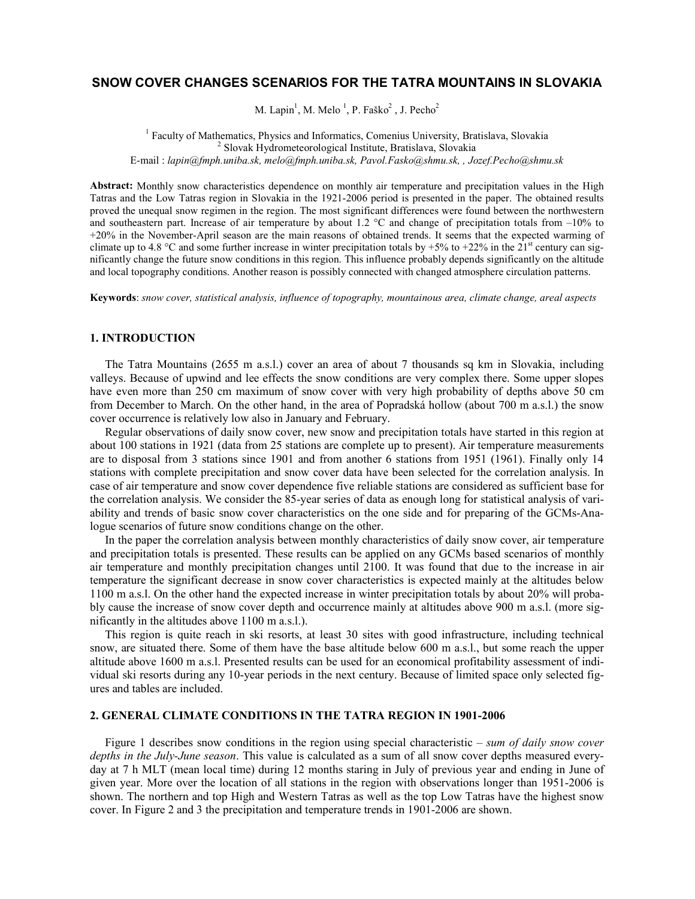# SNOW COVER CHANGES SCENARIOS FOR THE TATRA MOUNTAINS IN SLOVAKIA

M. Lapin[1], M. Melo [1], P. Faško[2] , J. Pecho[2]

[1] Faculty of Mathematics, Physics and Informatics, Comenius University, Bratislava, Slovakia
[2] Slovak Hydrometeorological Institute, Bratislava, Slovakia
E-mail : *lapin@fmph.uniba.sk, melo@fmph.uniba.sk, Pavol.Fasko@shmu.sk, , Jozef.Pecho@shmu.sk*

**Abstract:** Monthly snow characteristics dependence on monthly air temperature and precipitation values in the High Tatras and the Low Tatras region in Slovakia in the 1921-2006 period is presented in the paper. The obtained results proved the unequal snow regimen in the region. The most significant differences were found between the northwestern and southeastern part. Increase of air temperature by about 1.2 °C and change of precipitation totals from –10% to +20% in the November-April season are the main reasons of obtained trends. It seems that the expected warming of climate up to 4.8 °C and some further increase in winter precipitation totals by +5% to +22% in the 21[st] century can significantly change the future snow conditions in this region. This influence probably depends significantly on the altitude and local topography conditions. Another reason is possibly connected with changed atmosphere circulation patterns.

**Keywords**: *snow cover, statistical analysis, influence of topography, mountainous area, climate change, areal aspects*

## 1. INTRODUCTION

The Tatra Mountains (2655 m a.s.l.) cover an area of about 7 thousands sq km in Slovakia, including valleys. Because of upwind and lee effects the snow conditions are very complex there. Some upper slopes have even more than 250 cm maximum of snow cover with very high probability of depths above 50 cm from December to March. On the other hand, in the area of Popradská hollow (about 700 m a.s.l.) the snow cover occurrence is relatively low also in January and February.

Regular observations of daily snow cover, new snow and precipitation totals have started in this region at about 100 stations in 1921 (data from 25 stations are complete up to present). Air temperature measurements are to disposal from 3 stations since 1901 and from another 6 stations from 1951 (1961). Finally only 14 stations with complete precipitation and snow cover data have been selected for the correlation analysis. In case of air temperature and snow cover dependence five reliable stations are considered as sufficient base for the correlation analysis. We consider the 85-year series of data as enough long for statistical analysis of variability and trends of basic snow cover characteristics on the one side and for preparing of the GCMs-Analogue scenarios of future snow conditions change on the other.

In the paper the correlation analysis between monthly characteristics of daily snow cover, air temperature and precipitation totals is presented. These results can be applied on any GCMs based scenarios of monthly air temperature and monthly precipitation changes until 2100. It was found that due to the increase in air temperature the significant decrease in snow cover characteristics is expected mainly at the altitudes below 1100 m a.s.l. On the other hand the expected increase in winter precipitation totals by about 20% will probably cause the increase of snow cover depth and occurrence mainly at altitudes above 900 m a.s.l. (more significantly in the altitudes above 1100 m a.s.l.).

This region is quite reach in ski resorts, at least 30 sites with good infrastructure, including technical snow, are situated there. Some of them have the base altitude below 600 m a.s.l., but some reach the upper altitude above 1600 m a.s.l. Presented results can be used for an economical profitability assessment of individual ski resorts during any 10-year periods in the next century. Because of limited space only selected figures and tables are included.

## 2. GENERAL CLIMATE CONDITIONS IN THE TATRA REGION IN 1901-2006

Figure 1 describes snow conditions in the region using special characteristic – *sum of daily snow cover depths in the July-June season*. This value is calculated as a sum of all snow cover depths measured everyday at 7 h MLT (mean local time) during 12 months staring in July of previous year and ending in June of given year. More over the location of all stations in the region with observations longer than 1951-2006 is shown. The northern and top High and Western Tatras as well as the top Low Tatras have the highest snow cover. In Figure 2 and 3 the precipitation and temperature trends in 1901-2006 are shown.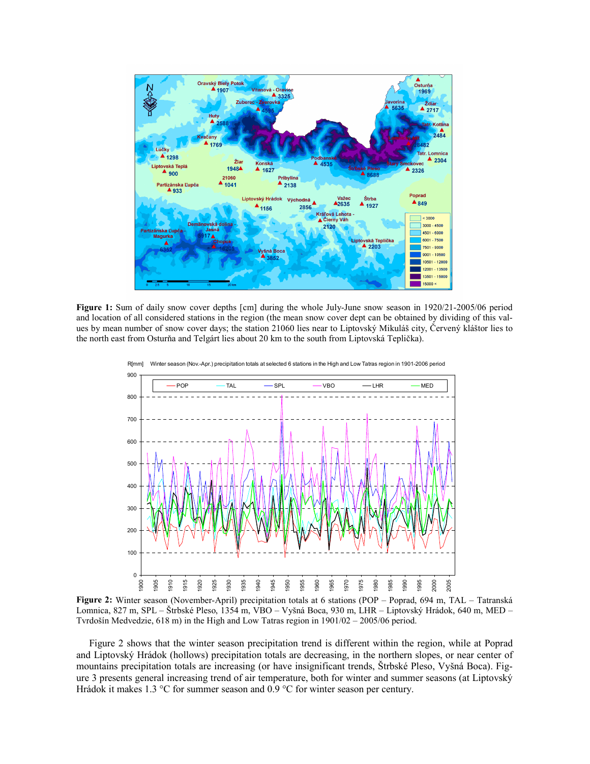**Figure 1:** Sum of daily snow cover depths [cm] during the whole July-June snow season in 1920/21-2005/06 period and location of all considered stations in the region (the mean snow cover dept can be obtained by dividing of this values by mean number of snow cover days; the station 21060 lies near to Liptovský Mikuláš city, Červený kláštor lies to the north east from Osturňa and Telgárt lies about 20 km to the south from Liptovská Teplička).

**Figure 2:** Winter season (November-April) precipitation totals at 6 stations (POP – Poprad, 694 m, TAL – Tatranská Lomnica, 827 m, SPL – Štrbské Pleso, 1354 m, VBO – Vyšná Boca, 930 m, LHR – Liptovský Hrádok, 640 m, MED – Tvrdošín Medvedzie, 618 m) in the High and Low Tatras region in 1901/02 – 2005/06 period.

Figure 2 shows that the winter season precipitation trend is different within the region, while at Poprad and Liptovský Hrádok (hollows) precipitation totals are decreasing, in the northern slopes, or near center of mountains precipitation totals are increasing (or have insignificant trends, Štrbské Pleso, Vyšná Boca). Figure 3 presents general increasing trend of air temperature, both for winter and summer seasons (at Liptovský Hrádok it makes 1.3 °C for summer season and 0.9 °C for winter season per century.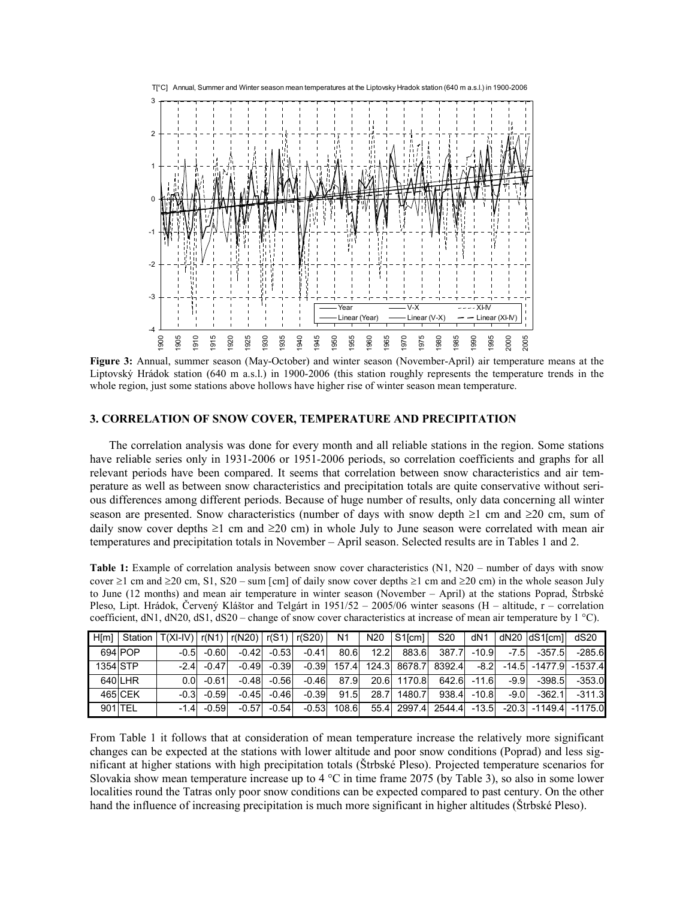**Figure 3:** Annual, summer season (May-October) and winter season (November-April) air temperature means at the Liptovský Hrádok station (640 m a.s.l.) in 1900-2006 (this station roughly represents the temperature trends in the whole region, just some stations above hollows have higher rise of winter season mean temperature.

## 3. CORRELATION OF SNOW COVER, TEMPERATURE AND PRECIPITATION

The correlation analysis was done for every month and all reliable stations in the region. Some stations have reliable series only in 1931-2006 or 1951-2006 periods, so correlation coefficients and graphs for all relevant periods have been compared. It seems that correlation between snow characteristics and air temperature as well as between snow characteristics and precipitation totals are quite conservative without serious differences among different periods. Because of huge number of results, only data concerning all winter season are presented. Snow characteristics (number of days with snow depth ≥1 cm and ≥20 cm, sum of daily snow cover depths ≥1 cm and ≥20 cm) in whole July to June season were correlated with mean air temperatures and precipitation totals in November – April season. Selected results are in Tables 1 and 2.

**Table 1:** Example of correlation analysis between snow cover characteristics (N1, N20 – number of days with snow cover ≥1 cm and ≥20 cm, S1, S20 – sum [cm] of daily snow cover depths ≥1 cm and ≥20 cm) in the whole season July to June (12 months) and mean air temperature in winter season (November – April) at the stations Poprad, Štrbské Pleso, Lipt. Hrádok, Červený Kláštor and Telgárt in 1951/52 – 2005/06 winter seasons (H – altitude, r – correlation coefficient, dN1, dN20, dS1, dS20 – change of snow cover characteristics at increase of mean air temperature by 1 °C).

| H[m] | Station | T(XI-IV) | r(N1) | r(N20) | r(S1) | r(S20) | N1 | N20 | S1[cm] | S20 | dN1 | dN20 | dS1[cm] | dS20 |
|---|---|---|---|---|---|---|---|---|---|---|---|---|---|---|
| 694 | POP | -0.5 | -0.60 | -0.42 | -0.53 | -0.41 | 80.6 | 12.2 | 883.6 | 387.7 | -10.9 | -7.5 | -357.5 | -285.6 |
| 1354 | STP | -2.4 | -0.47 | -0.49 | -0.39 | -0.39 | 157.4 | 124.3 | 8678.7 | 8392.4 | -8.2 | -14.5 | -1477.9 | -1537.4 |
| 640 | LHR | 0.0 | -0.61 | -0.48 | -0.56 | -0.46 | 87.9 | 20.6 | 1170.8 | 642.6 | -11.6 | -9.9 | -398.5 | -353.0 |
| 465 | CEK | -0.3 | -0.59 | -0.45 | -0.46 | -0.39 | 91.5 | 28.7 | 1480.7 | 938.4 | -10.8 | -9.0 | -362.1 | -311.3 |
| 901 | TEL | -1.4 | -0.59 | -0.57 | -0.54 | -0.53 | 108.6 | 55.4 | 2997.4 | 2544.4 | -13.5 | -20.3 | -1149.4 | -1175.0 |

From Table 1 it follows that at consideration of mean temperature increase the relatively more significant changes can be expected at the stations with lower altitude and poor snow conditions (Poprad) and less significant at higher stations with high precipitation totals (Štrbské Pleso). Projected temperature scenarios for Slovakia show mean temperature increase up to 4 °C in time frame 2075 (by Table 3), so also in some lower localities round the Tatras only poor snow conditions can be expected compared to past century. On the other hand the influence of increasing precipitation is much more significant in higher altitudes (Štrbské Pleso).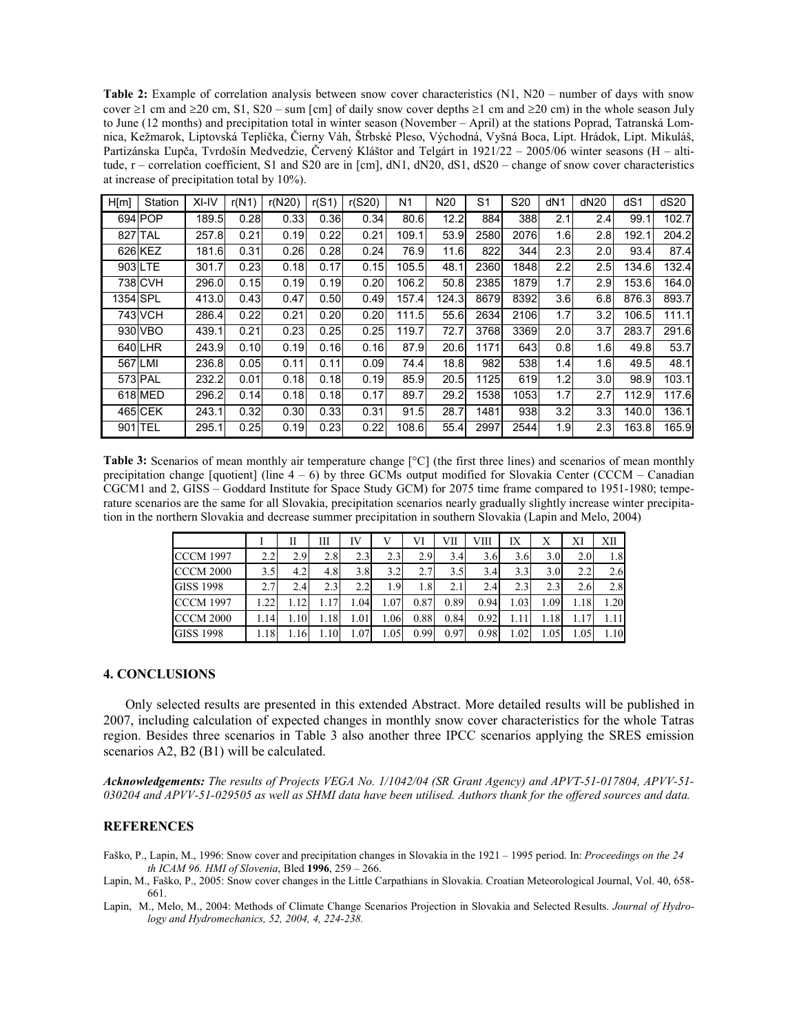**Table 2:** Example of correlation analysis between snow cover characteristics (N1, N20 – number of days with snow cover ≥1 cm and ≥20 cm, S1, S20 – sum [cm] of daily snow cover depths ≥1 cm and ≥20 cm) in the whole season July to June (12 months) and precipitation total in winter season (November – April) at the stations Poprad, Tatranská Lomnica, Kežmarok, Liptovská Teplička, Čierny Váh, Štrbské Pleso, Východná, Vyšná Boca, Lipt. Hrádok, Lipt. Mikuláš, Partizánska Ľupča, Tvrdošín Medvedzie, Červený Kláštor and Telgárt in 1921/22 – 2005/06 winter seasons (H – altitude, r – correlation coefficient, S1 and S20 are in [cm], dN1, dN20, dS1, dS20 – change of snow cover characteristics at increase of precipitation total by 10%).

| H[m] | Station | XI-IV | r(N1) | r(N20) | r(S1) | r(S20) | N1 | N20 | S1 | S20 | dN1 | dN20 | dS1 | dS20 |
|---|---|---|---|---|---|---|---|---|---|---|---|---|---|---|
| 694 | POP | 189.5 | 0.28 | 0.33 | 0.36 | 0.34 | 80.6 | 12.2 | 884 | 388 | 2.1 | 2.4 | 99.1 | 102.7 |
| 827 | TAL | 257.8 | 0.21 | 0.19 | 0.22 | 0.21 | 109.1 | 53.9 | 2580 | 2076 | 1.6 | 2.8 | 192.1 | 204.2 |
| 626 | KEZ | 181.6 | 0.31 | 0.26 | 0.28 | 0.24 | 76.9 | 11.6 | 822 | 344 | 2.3 | 2.0 | 93.4 | 87.4 |
| 903 | LTE | 301.7 | 0.23 | 0.18 | 0.17 | 0.15 | 105.5 | 48.1 | 2360 | 1848 | 2.2 | 2.5 | 134.6 | 132.4 |
| 738 | CVH | 296.0 | 0.15 | 0.19 | 0.19 | 0.20 | 106.2 | 50.8 | 2385 | 1879 | 1.7 | 2.9 | 153.6 | 164.0 |
| 1354 | SPL | 413.0 | 0.43 | 0.47 | 0.50 | 0.49 | 157.4 | 124.3 | 8679 | 8392 | 3.6 | 6.8 | 876.3 | 893.7 |
| 743 | VCH | 286.4 | 0.22 | 0.21 | 0.20 | 0.20 | 111.5 | 55.6 | 2634 | 2106 | 1.7 | 3.2 | 106.5 | 111.1 |
| 930 | VBO | 439.1 | 0.21 | 0.23 | 0.25 | 0.25 | 119.7 | 72.7 | 3768 | 3369 | 2.0 | 3.7 | 283.7 | 291.6 |
| 640 | LHR | 243.9 | 0.10 | 0.19 | 0.16 | 0.16 | 87.9 | 20.6 | 1171 | 643 | 0.8 | 1.6 | 49.8 | 53.7 |
| 567 | LMI | 236.8 | 0.05 | 0.11 | 0.11 | 0.09 | 74.4 | 18.8 | 982 | 538 | 1.4 | 1.6 | 49.5 | 48.1 |
| 573 | PAL | 232.2 | 0.01 | 0.18 | 0.18 | 0.19 | 85.9 | 20.5 | 1125 | 619 | 1.2 | 3.0 | 98.9 | 103.1 |
| 618 | MED | 296.2 | 0.14 | 0.18 | 0.18 | 0.17 | 89.7 | 29.2 | 1538 | 1053 | 1.7 | 2.7 | 112.9 | 117.6 |
| 465 | CEK | 243.1 | 0.32 | 0.30 | 0.33 | 0.31 | 91.5 | 28.7 | 1481 | 938 | 3.2 | 3.3 | 140.0 | 136.1 |
| 901 | TEL | 295.1 | 0.25 | 0.19 | 0.23 | 0.22 | 108.6 | 55.4 | 2997 | 2544 | 1.9 | 2.3 | 163.8 | 165.9 |

**Table 3:** Scenarios of mean monthly air temperature change [°C] (the first three lines) and scenarios of mean monthly precipitation change [quotient] (line 4 – 6) by three GCMs output modified for Slovakia Center (CCCM – Canadian CGCM1 and 2, GISS – Goddard Institute for Space Study GCM) for 2075 time frame compared to 1951-1980; temperature scenarios are the same for all Slovakia, precipitation scenarios nearly gradually slightly increase winter precipitation in the northern Slovakia and decrease summer precipitation in southern Slovakia (Lapin and Melo, 2004)

| | I | II | III | IV | V | VI | VII | VIII | IX | X | XI | XII |
|---|---|---|---|---|---|---|---|---|---|---|---|---|
| CCCM 1997 | 2.2 | 2.9 | 2.8 | 2.3 | 2.3 | 2.9 | 3.4 | 3.6 | 3.6 | 3.0 | 2.0 | 1.8 |
| CCCM 2000 | 3.5 | 4.2 | 4.8 | 3.8 | 3.2 | 2.7 | 3.5 | 3.4 | 3.3 | 3.0 | 2.2 | 2.6 |
| GISS 1998 | 2.7 | 2.4 | 2.3 | 2.2 | 1.9 | 1.8 | 2.1 | 2.4 | 2.3 | 2.3 | 2.6 | 2.8 |
| CCCM 1997 | 1.22 | 1.12 | 1.17 | 1.04 | 1.07 | 0.87 | 0.89 | 0.94 | 1.03 | 1.09 | 1.18 | 1.20 |
| CCCM 2000 | 1.14 | 1.10 | 1.18 | 1.01 | 1.06 | 0.88 | 0.84 | 0.92 | 1.11 | 1.18 | 1.17 | 1.11 |
| GISS 1998 | 1.18 | 1.16 | 1.10 | 1.07 | 1.05 | 0.99 | 0.97 | 0.98 | 1.02 | 1.05 | 1.05 | 1.10 |

## 4. CONCLUSIONS

Only selected results are presented in this extended Abstract. More detailed results will be published in 2007, including calculation of expected changes in monthly snow cover characteristics for the whole Tatras region. Besides three scenarios in Table 3 also another three IPCC scenarios applying the SRES emission scenarios A2, B2 (B1) will be calculated.

***Acknowledgements:*** *The results of Projects VEGA No. 1/1042/04 (SR Grant Agency) and APVT-51-017804, APVV-51-030204 and APVV-51-029505 as well as SHMI data have been utilised. Authors thank for the offered sources and data.*

## REFERENCES

Faško, P., Lapin, M., 1996: Snow cover and precipitation changes in Slovakia in the 1921 – 1995 period. In: *Proceedings on the 24 th ICAM 96. HMI of Slovenia*, Bled **1996**, 259 – 266.

Lapin, M., Faško, P., 2005: Snow cover changes in the Little Carpathians in Slovakia. Croatian Meteorological Journal, Vol. 40, 658-661.

Lapin, M., Melo, M., 2004: Methods of Climate Change Scenarios Projection in Slovakia and Selected Results. *Journal of Hydrology and Hydromechanics, 52, 2004, 4, 224-238.*